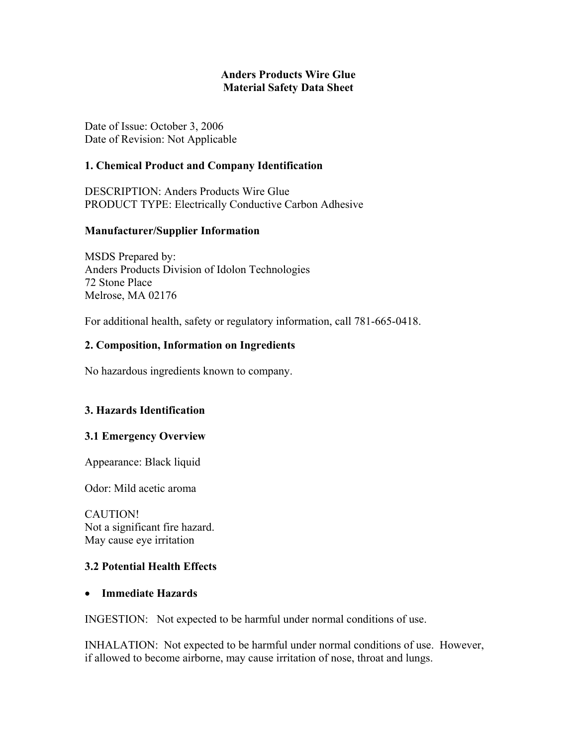# Anders Products Wire Glue
# Material Safety Data Sheet

Date of Issue: October 3, 2006
Date of Revision: Not Applicable

## 1. Chemical Product and Company Identification

DESCRIPTION: Anders Products Wire Glue
PRODUCT TYPE: Electrically Conductive Carbon Adhesive

### Manufacturer/Supplier Information

MSDS Prepared by:
Anders Products Division of Idolon Technologies
72 Stone Place
Melrose, MA 02176

For additional health, safety or regulatory information, call 781-665-0418.

## 2. Composition, Information on Ingredients

No hazardous ingredients known to company.

## 3. Hazards Identification

### 3.1 Emergency Overview

Appearance: Black liquid

Odor: Mild acetic aroma

CAUTION!
Not a significant fire hazard.
May cause eye irritation

### 3.2 Potential Health Effects

- **Immediate Hazards**

INGESTION: Not expected to be harmful under normal conditions of use.

INHALATION: Not expected to be harmful under normal conditions of use. However, if allowed to become airborne, may cause irritation of nose, throat and lungs.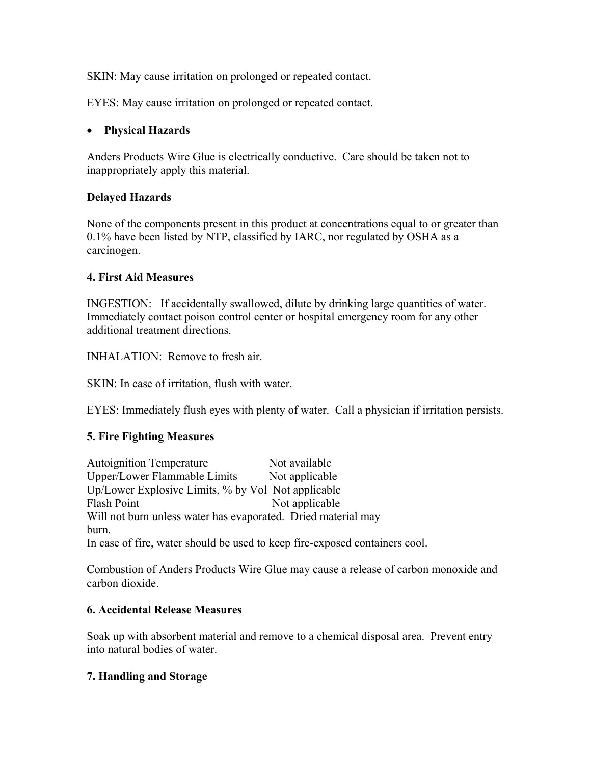SKIN: May cause irritation on prolonged or repeated contact.

EYES: May cause irritation on prolonged or repeated contact.

- **Physical Hazards**

Anders Products Wire Glue is electrically conductive. Care should be taken not to inappropriately apply this material.

**Delayed Hazards**

None of the components present in this product at concentrations equal to or greater than 0.1% have been listed by NTP, classified by IARC, nor regulated by OSHA as a carcinogen.

### 4. First Aid Measures

INGESTION: If accidentally swallowed, dilute by drinking large quantities of water. Immediately contact poison control center or hospital emergency room for any other additional treatment directions.

INHALATION: Remove to fresh air.

SKIN: In case of irritation, flush with water.

EYES: Immediately flush eyes with plenty of water. Call a physician if irritation persists.

### 5. Fire Fighting Measures

| | |
|---|---|
| Autoignition Temperature | Not available |
| Upper/Lower Flammable Limits | Not applicable |
| Up/Lower Explosive Limits, % by Vol | Not applicable |
| Flash Point | Not applicable |

Will not burn unless water has evaporated. Dried material may burn.
In case of fire, water should be used to keep fire-exposed containers cool.

Combustion of Anders Products Wire Glue may cause a release of carbon monoxide and carbon dioxide.

### 6. Accidental Release Measures

Soak up with absorbent material and remove to a chemical disposal area. Prevent entry into natural bodies of water.

### 7. Handling and Storage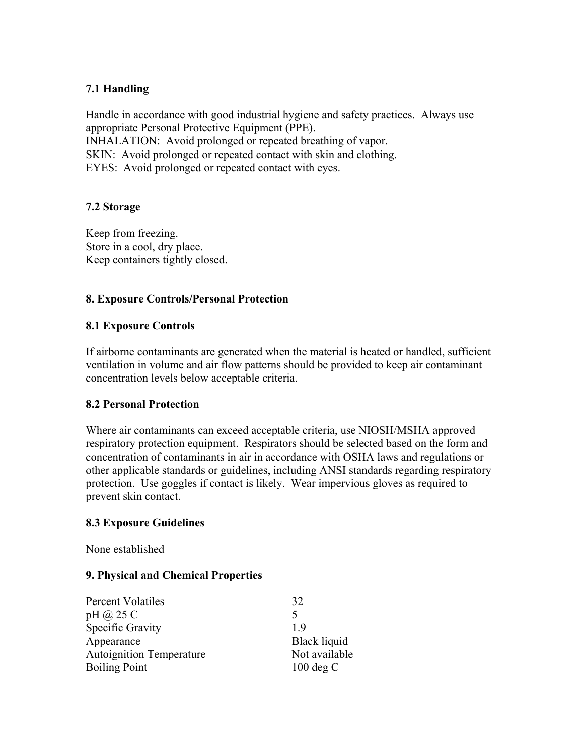### 7.1 Handling

Handle in accordance with good industrial hygiene and safety practices. Always use appropriate Personal Protective Equipment (PPE).
INHALATION: Avoid prolonged or repeated breathing of vapor.
SKIN: Avoid prolonged or repeated contact with skin and clothing.
EYES: Avoid prolonged or repeated contact with eyes.

### 7.2 Storage

Keep from freezing.
Store in a cool, dry place.
Keep containers tightly closed.

## 8. Exposure Controls/Personal Protection

### 8.1 Exposure Controls

If airborne contaminants are generated when the material is heated or handled, sufficient ventilation in volume and air flow patterns should be provided to keep air contaminant concentration levels below acceptable criteria.

### 8.2 Personal Protection

Where air contaminants can exceed acceptable criteria, use NIOSH/MSHA approved respiratory protection equipment. Respirators should be selected based on the form and concentration of contaminants in air in accordance with OSHA laws and regulations or other applicable standards or guidelines, including ANSI standards regarding respiratory protection. Use goggles if contact is likely. Wear impervious gloves as required to prevent skin contact.

### 8.3 Exposure Guidelines

None established

## 9. Physical and Chemical Properties

| | |
|---|---|
| Percent Volatiles | 32 |
| pH @ 25 C | 5 |
| Specific Gravity | 1.9 |
| Appearance | Black liquid |
| Autoignition Temperature | Not available |
| Boiling Point | 100 deg C |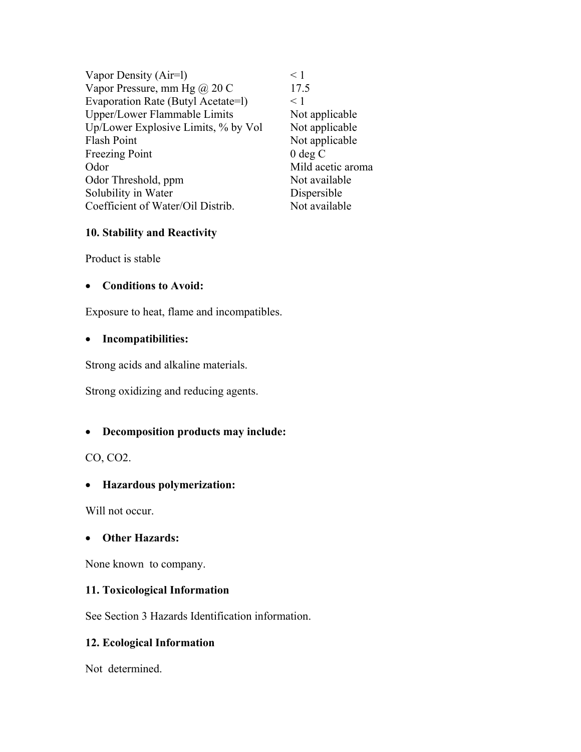| | |
|---|---|
| Vapor Density (Air=l) | < 1 |
| Vapor Pressure, mm Hg @ 20 C | 17.5 |
| Evaporation Rate (Butyl Acetate=l) | < 1 |
| Upper/Lower Flammable Limits | Not applicable |
| Up/Lower Explosive Limits, % by Vol | Not applicable |
| Flash Point | Not applicable |
| Freezing Point | 0 deg C |
| Odor | Mild acetic aroma |
| Odor Threshold, ppm | Not available |
| Solubility in Water | Dispersible |
| Coefficient of Water/Oil Distrib. | Not available |

**10. Stability and Reactivity**

Product is stable

- **Conditions to Avoid:**

Exposure to heat, flame and incompatibles.

- **Incompatibilities:**

Strong acids and alkaline materials.

Strong oxidizing and reducing agents.

- **Decomposition products may include:**

CO, $CO_2$.

- **Hazardous polymerization:**

Will not occur.

- **Other Hazards:**

None known to company.

**11. Toxicological Information**

See Section 3 Hazards Identification information.

**12. Ecological Information**

Not determined.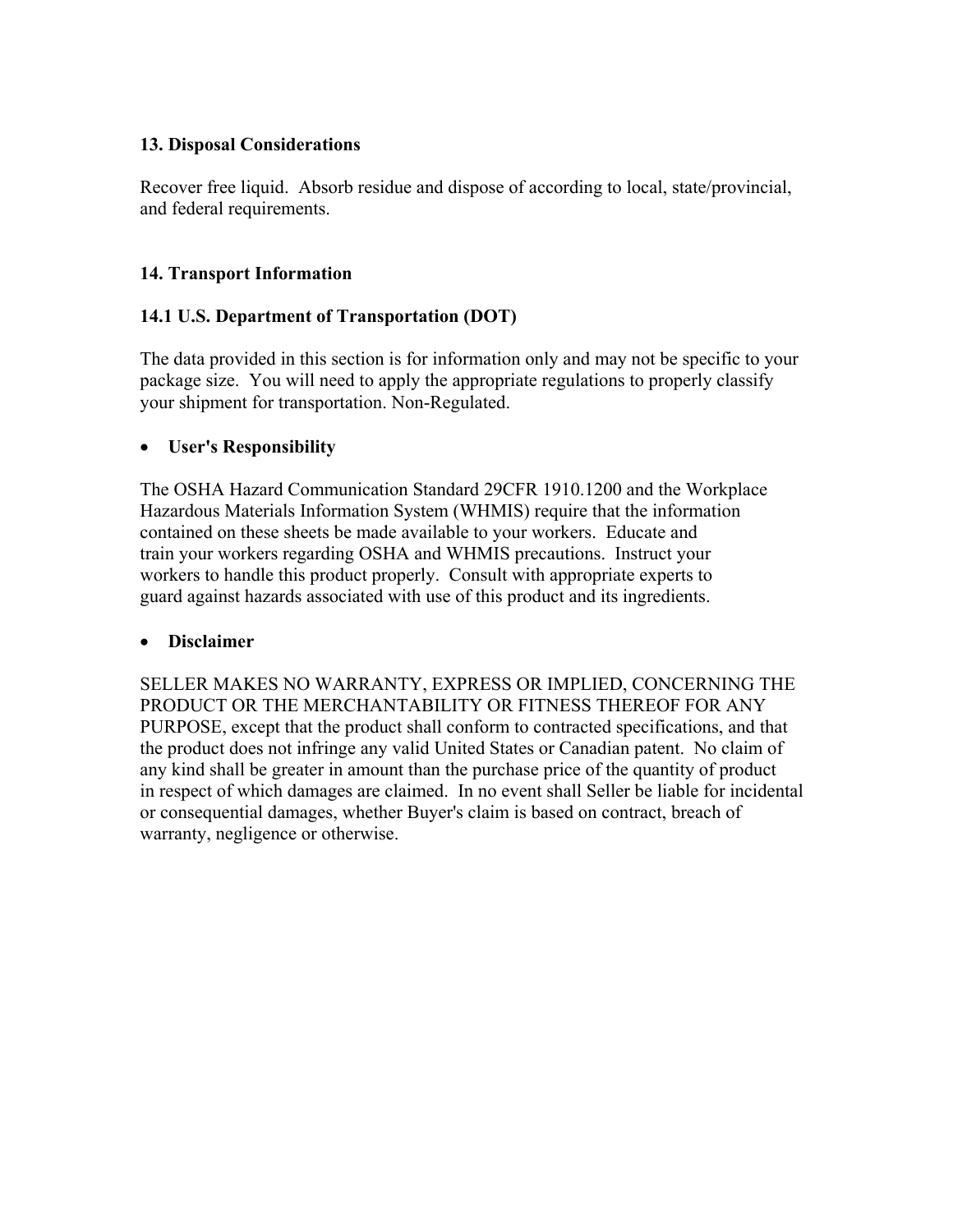## 13. Disposal Considerations

Recover free liquid.  Absorb residue and dispose of according to local, state/provincial, and federal requirements.

## 14. Transport Information

### 14.1 U.S. Department of Transportation (DOT)

The data provided in this section is for information only and may not be specific to your package size.  You will need to apply the appropriate regulations to properly classify your shipment for transportation. Non-Regulated.

- **User's Responsibility**

The OSHA Hazard Communication Standard 29CFR 1910.1200 and the Workplace Hazardous Materials Information System (WHMIS) require that the information contained on these sheets be made available to your workers.  Educate and train your workers regarding OSHA and WHMIS precautions.  Instruct your workers to handle this product properly.  Consult with appropriate experts to guard against hazards associated with use of this product and its ingredients.

- **Disclaimer**

SELLER MAKES NO WARRANTY, EXPRESS OR IMPLIED, CONCERNING THE PRODUCT OR THE MERCHANTABILITY OR FITNESS THEREOF FOR ANY PURPOSE, except that the product shall conform to contracted specifications, and that the product does not infringe any valid United States or Canadian patent.  No claim of any kind shall be greater in amount than the purchase price of the quantity of product in respect of which damages are claimed.  In no event shall Seller be liable for incidental or consequential damages, whether Buyer's claim is based on contract, breach of warranty, negligence or otherwise.